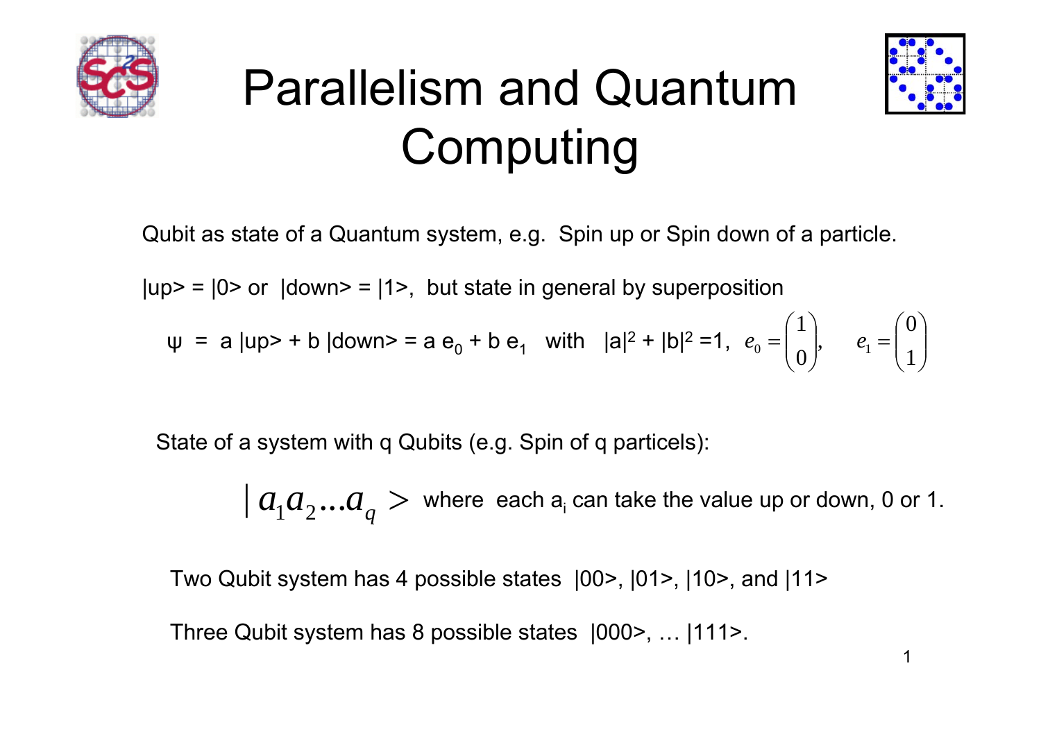# Parallelism and Quantum Computing

Qubit as state of a Quantum system, e.g. Spin up or Spin down of a particle.

|up> = |0> or |down> = |1>, but state in general by superposition

$\psi$ = a |up> + b |down> = a $e_0$ + b $e_1$ with $|a|^2 + |b|^2 = 1$, $e_0 = \begin{pmatrix} 1 \\ 0 \end{pmatrix}$, $e_1 = \begin{pmatrix} 0 \\ 1 \end{pmatrix}$

State of a system with q Qubits (e.g. Spin of q particels):

$| a_1 a_2 ... a_q >$ where each $a_i$ can take the value up or down, 0 or 1.

Two Qubit system has 4 possible states |00>, |01>, |10>, and |11>

Three Qubit system has 8 possible states |000>, … |111>.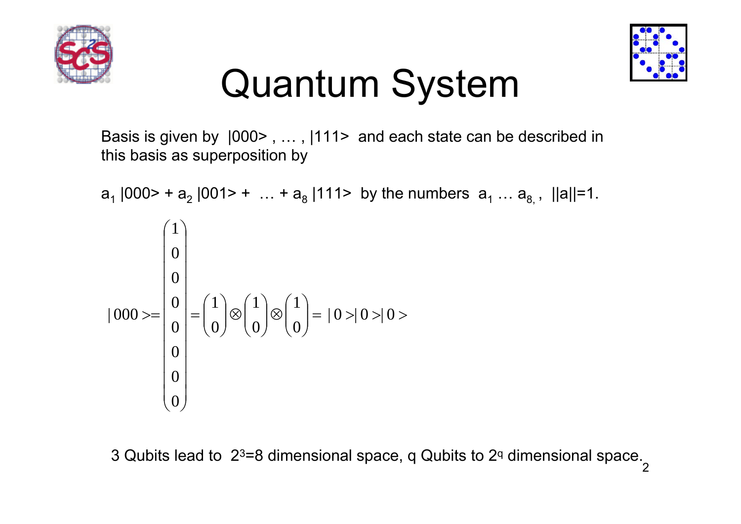# Quantum System

Basis is given by |000> , … , |111> and each state can be described in this basis as superposition by

$a_1$ |000> + $a_2$ |001> + … + $a_8$ |111> by the numbers $a_1 \ldots a_8$, ||a||=1.

$$
|000> = \begin{pmatrix} 1 \\ 0 \\ 0 \\ 0 \\ 0 \\ 0 \\ 0 \\ 0 \end{pmatrix} = \begin{pmatrix} 1 \\ 0 \end{pmatrix} \otimes \begin{pmatrix} 1 \\ 0 \end{pmatrix} \otimes \begin{pmatrix} 1 \\ 0 \end{pmatrix} = |0>|0>|0>
$$

3 Qubits lead to $2^3=8$ dimensional space, q Qubits to $2^q$ dimensional space.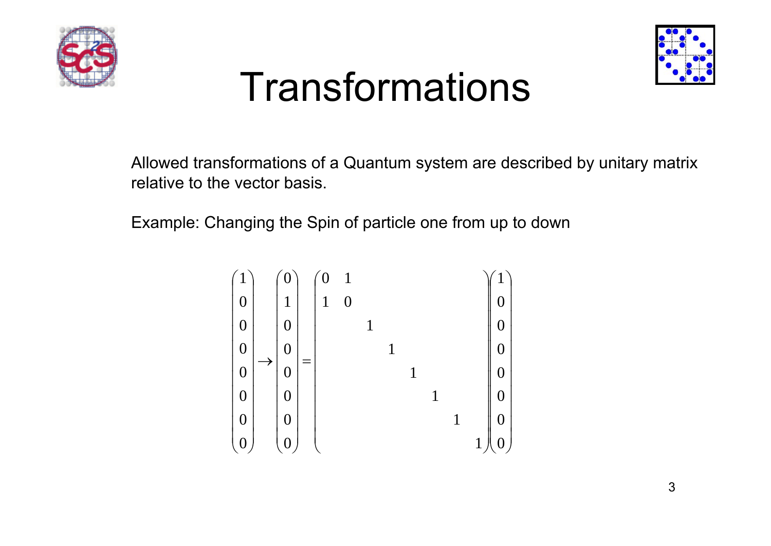# Transformations

Allowed transformations of a Quantum system are described by unitary matrix relative to the vector basis.

Example: Changing the Spin of particle one from up to down

$$
\begin{pmatrix} 1 \\ 0 \\ 0 \\ 0 \\ 0 \\ 0 \\ 0 \\ 0 \end{pmatrix} \rightarrow \begin{pmatrix} 0 \\ 1 \\ 0 \\ 0 \\ 0 \\ 0 \\ 0 \\ 0 \end{pmatrix} = \begin{pmatrix} 0 & 1 & & & & & & \\ 1 & 0 & & & & & & \\ & & 1 & & & & & \\ & & & 1 & & & & \\ & & & & 1 & & & \\ & & & & & 1 & & \\ & & & & & & 1 & \\ & & & & & & & 1 \end{pmatrix} \begin{pmatrix} 1 \\ 0 \\ 0 \\ 0 \\ 0 \\ 0 \\ 0 \\ 0 \end{pmatrix}
$$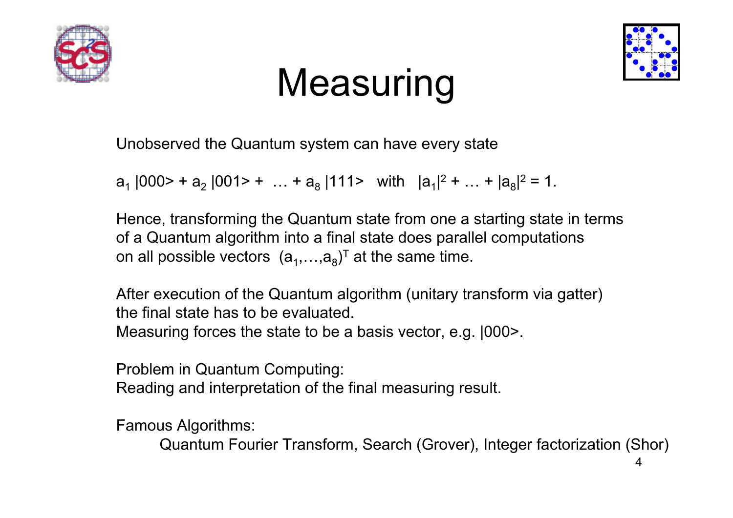# Measuring

Unobserved the Quantum system can have every state

$a_1\,|000\rangle + a_2\,|001\rangle + \ldots + a_8\,|111\rangle$ with $|a_1|^2 + \ldots + |a_8|^2 = 1$.

Hence, transforming the Quantum state from one a starting state in terms of a Quantum algorithm into a final state does parallel computations on all possible vectors $(a_1,\ldots,a_8)^T$ at the same time.

After execution of the Quantum algorithm (unitary transform via gatter) the final state has to be evaluated.
Measuring forces the state to be a basis vector, e.g. $|000\rangle$.

Problem in Quantum Computing:
Reading and interpretation of the final measuring result.

Famous Algorithms:

Quantum Fourier Transform, Search (Grover), Integer factorization (Shor)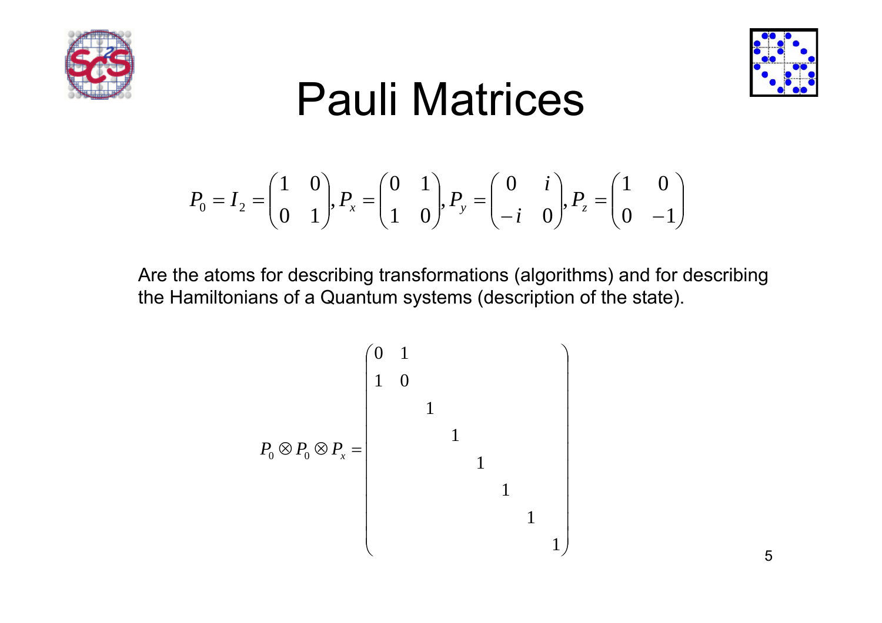# Pauli Matrices

$$P_0 = I_2 = \begin{pmatrix} 1 & 0 \\ 0 & 1 \end{pmatrix}, P_x = \begin{pmatrix} 0 & 1 \\ 1 & 0 \end{pmatrix}, P_y = \begin{pmatrix} 0 & i \\ -i & 0 \end{pmatrix}, P_z = \begin{pmatrix} 1 & 0 \\ 0 & -1 \end{pmatrix}$$

Are the atoms for describing transformations (algorithms) and for describing the Hamiltonians of a Quantum systems (description of the state).

$$P_0 \otimes P_0 \otimes P_x = \begin{pmatrix} 0 & 1 & & & & & & \\ 1 & 0 & & & & & & \\ & & 1 & & & & & \\ & & & 1 & & & & \\ & & & & 1 & & & \\ & & & & & 1 & & \\ & & & & & & 1 & \\ & & & & & & & 1 \end{pmatrix}$$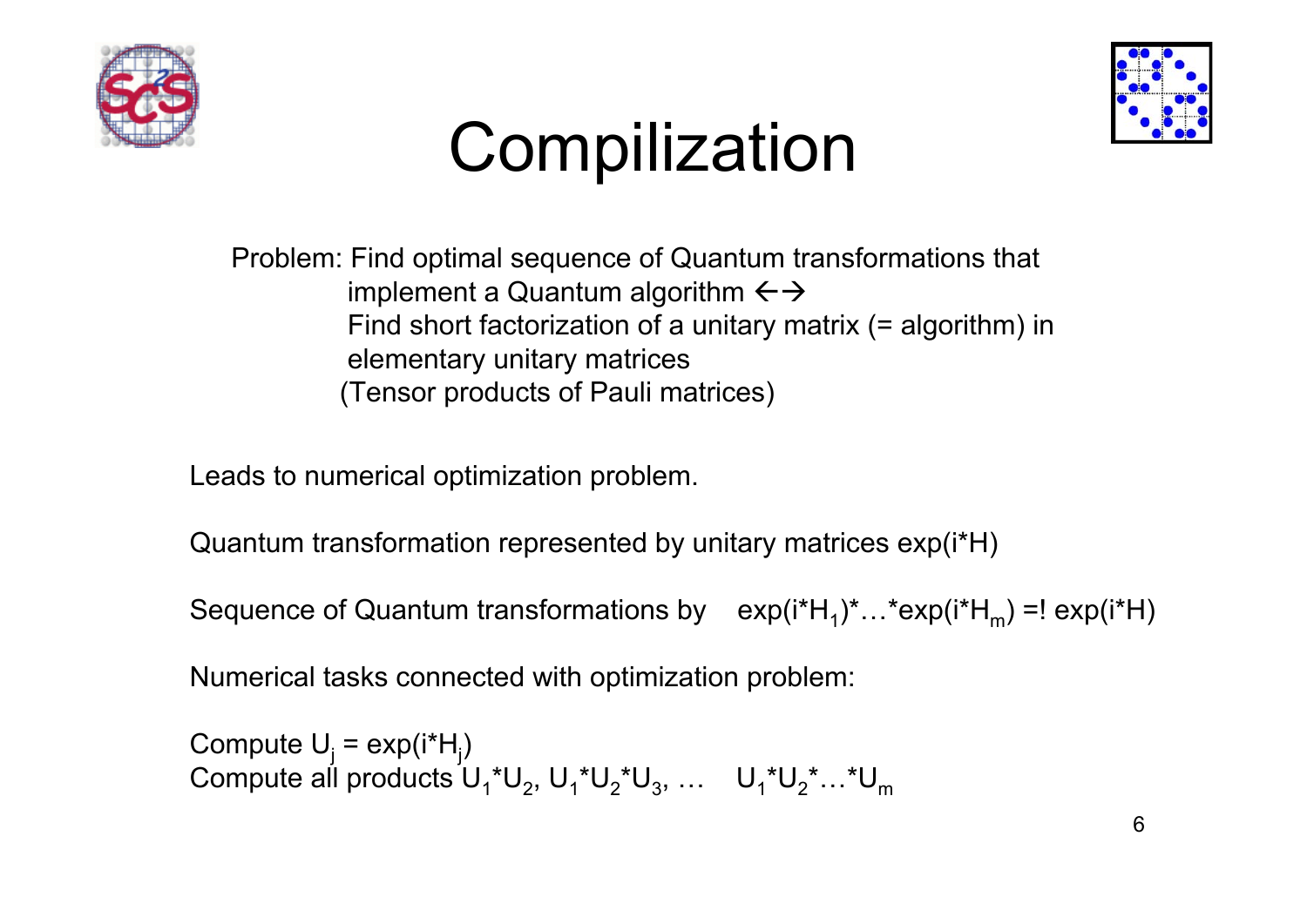# Compilization

Problem: Find optimal sequence of Quantum transformations that implement a Quantum algorithm $\leftrightarrow$
Find short factorization of a unitary matrix (= algorithm) in elementary unitary matrices
(Tensor products of Pauli matrices)

Leads to numerical optimization problem.

Quantum transformation represented by unitary matrices exp(i*H)

Sequence of Quantum transformations by $\exp(i*H_1)*\ldots*\exp(i*H_m) =! \exp(i*H)$

Numerical tasks connected with optimization problem:

Compute $U_j = \exp(i*H_j)$
Compute all products $U_1*U_2$, $U_1*U_2*U_3$, … $U_1*U_2*\ldots*U_m$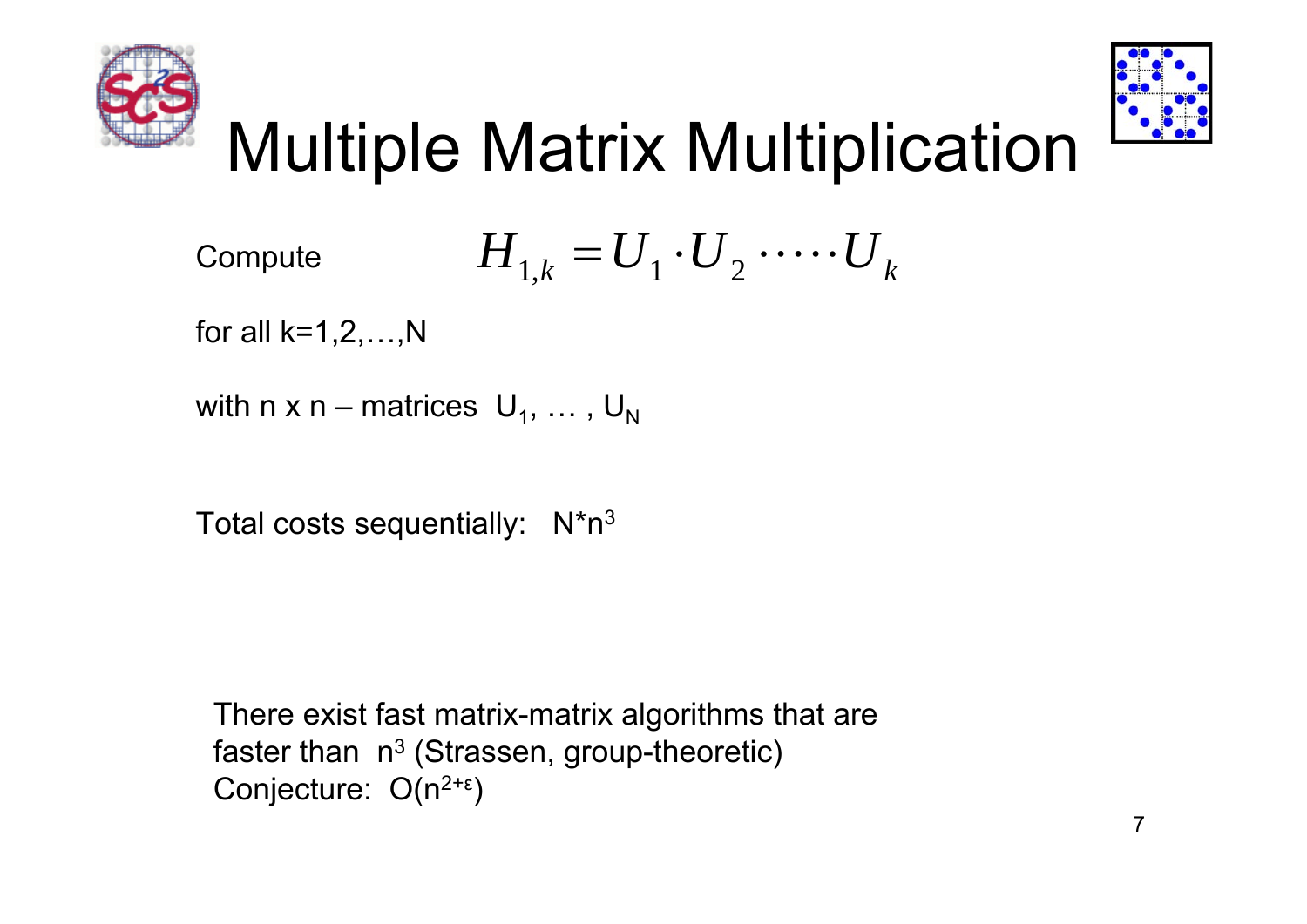# Multiple Matrix Multiplication

Compute $$H_{1,k} = U_1 \cdot U_2 \cdot \cdots \cdot U_k$$

for all k=1,2,…,N

with n x n – matrices $U_1, \ldots, U_N$

Total costs sequentially: $N*n^3$

There exist fast matrix-matrix algorithms that are faster than $n^3$ (Strassen, group-theoretic)
Conjecture: $O(n^{2+\varepsilon})$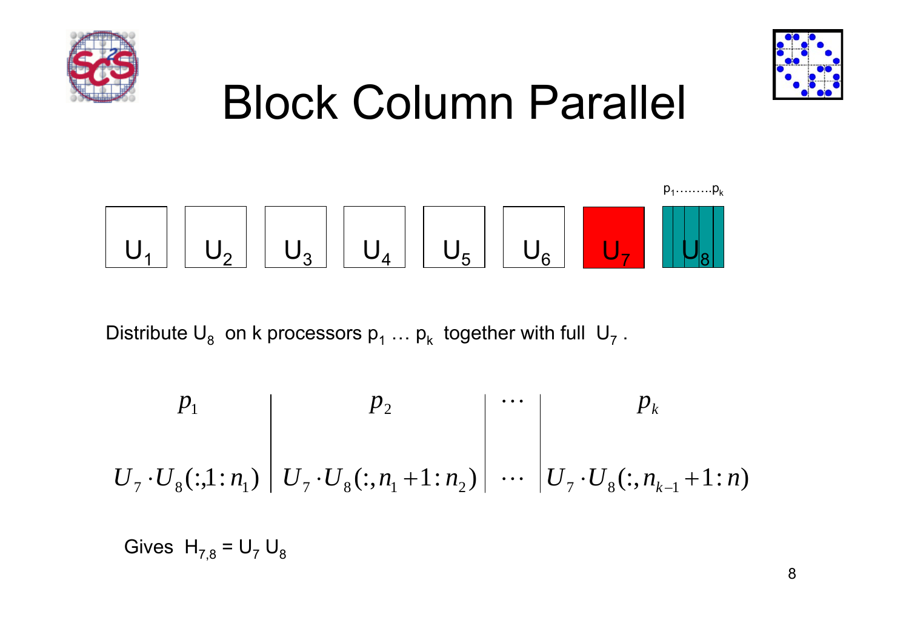# Block Column Parallel

$p_1 \ldots\ldots p_k$

$U_1$ $U_2$ $U_3$ $U_4$ $U_5$ $U_6$ $U_7$ $U_8$

Distribute $U_8$ on k processors $p_1 \ldots p_k$ together with full $U_7$ .

| $p_1$ | $p_2$ | $\cdots$ | $p_k$ |
|---|---|---|---|
| $U_7 \cdot U_8(:,1:n_1)$ | $U_7 \cdot U_8(:,n_1+1:n_2)$ | $\cdots$ | $U_7 \cdot U_8(:,n_{k-1}+1:n)$ |

Gives $H_{7,8} = U_7 U_8$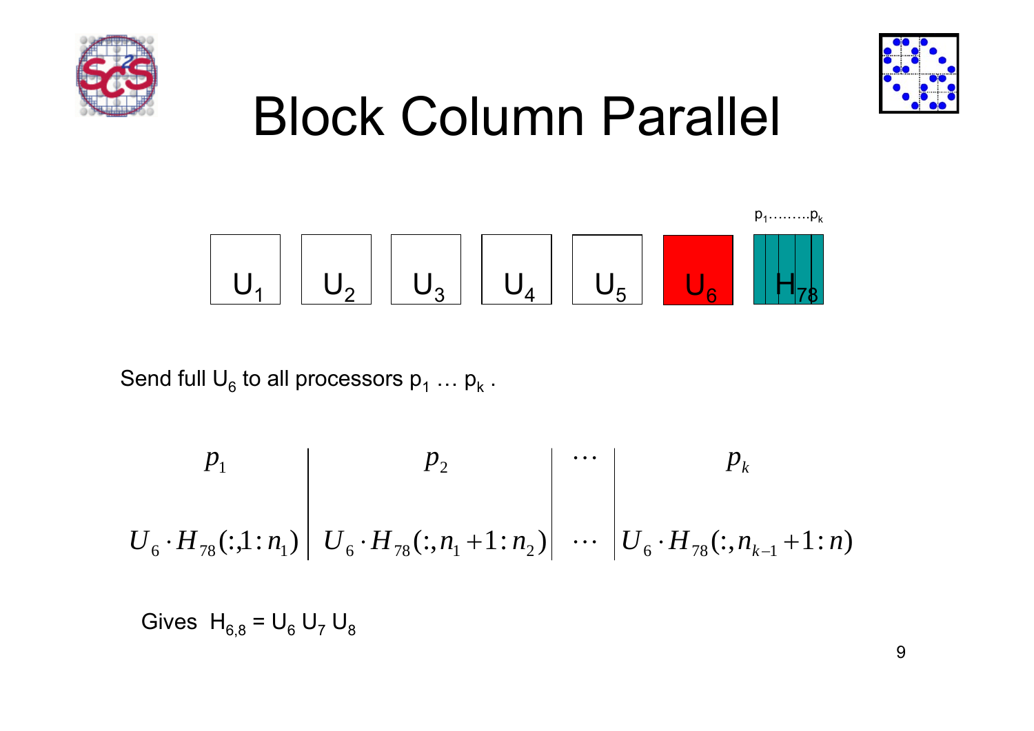# Block Column Parallel

$p_1 \ldots\ldots\ldots p_k$

| $U_1$ | $U_2$ | $U_3$ | $U_4$ | $U_5$ | $U_6$ | $H_{78}$ |
|---|---|---|---|---|---|---|

Send full $U_6$ to all processors $p_1 \ldots p_k$ .

| $p_1$ | $p_2$ | $\cdots$ | $p_k$ |
|---|---|---|---|
| $U_6 \cdot H_{78}(:,1:n_1)$ | $U_6 \cdot H_{78}(:,n_1+1:n_2)$ | $\cdots$ | $U_6 \cdot H_{78}(:,n_{k-1}+1:n)$ |

Gives $H_{6,8} = U_6\, U_7\, U_8$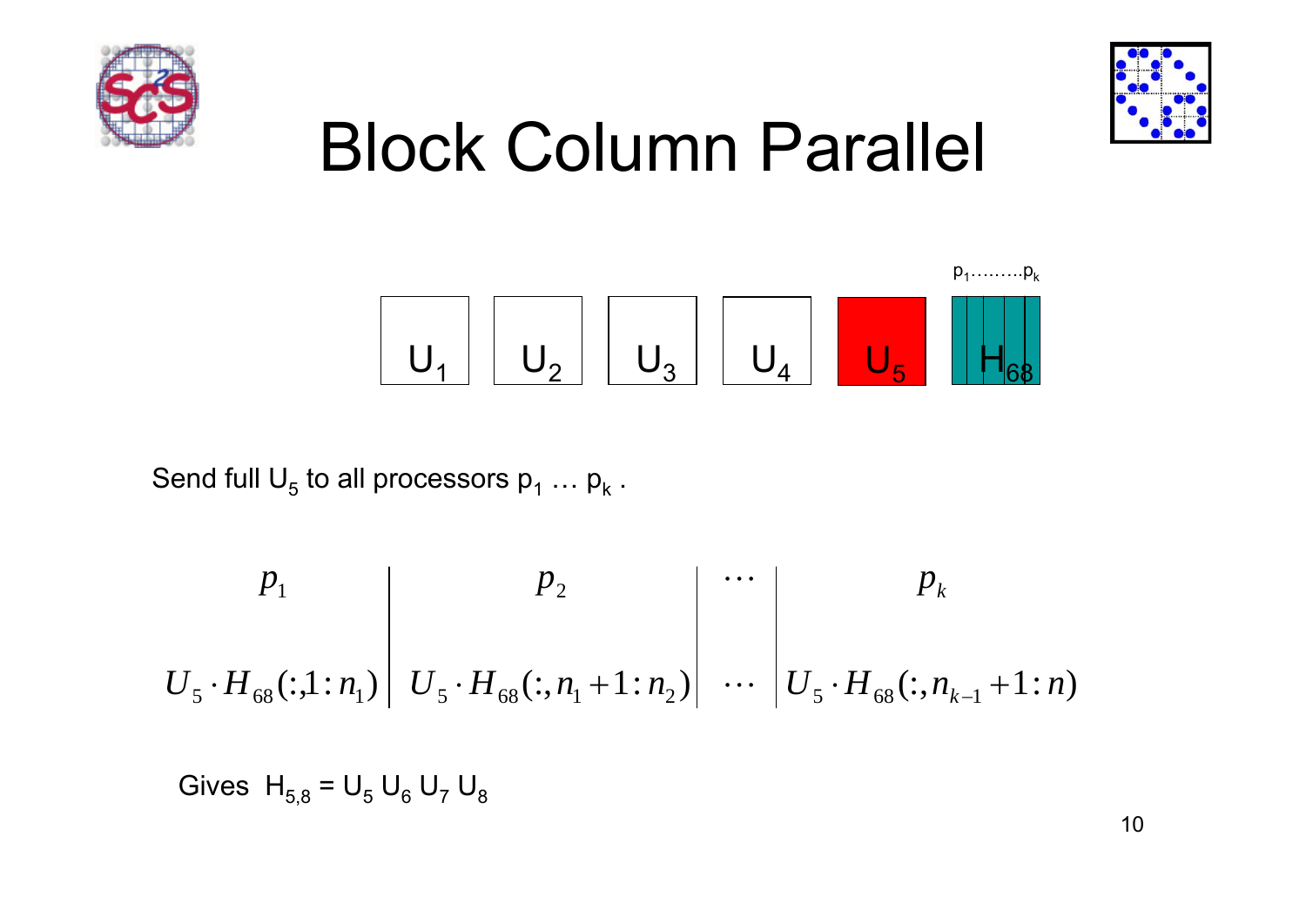# Block Column Parallel

$p_1 \ldots\ldots\ldots p_k$

$U_1$ $U_2$ $U_3$ $U_4$ $U_5$ $H_{68}$

Send full $U_5$ to all processors $p_1 \ldots p_k$ .

$$
\begin{array}{c|c|c|c}
p_1 & p_2 & \cdots & p_k \\
U_5 \cdot H_{68}(:,1:n_1) & U_5 \cdot H_{68}(:,n_1+1:n_2) & \cdots & U_5 \cdot H_{68}(:,n_{k-1}+1:n)
\end{array}
$$

Gives $H_{5,8} = U_5\, U_6\, U_7\, U_8$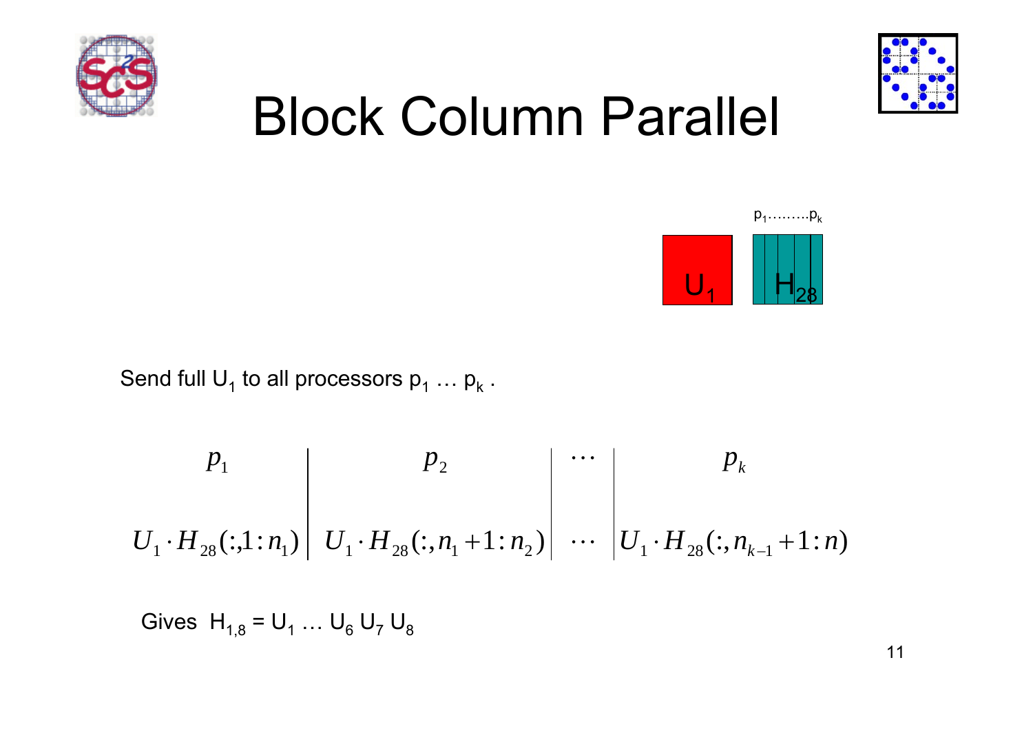# Block Column Parallel

Send full $U_1$ to all processors $p_1 \ldots p_k$ .

| $p_1$ | $p_2$ | $\cdots$ | $p_k$ |
|---|---|---|---|
| $U_1 \cdot H_{28}(:,1:n_1)$ | $U_1 \cdot H_{28}(:,n_1+1:n_2)$ | $\cdots$ | $U_1 \cdot H_{28}(:,n_{k-1}+1:n)$ |

Gives $H_{1,8} = U_1 \ldots U_6 \, U_7 \, U_8$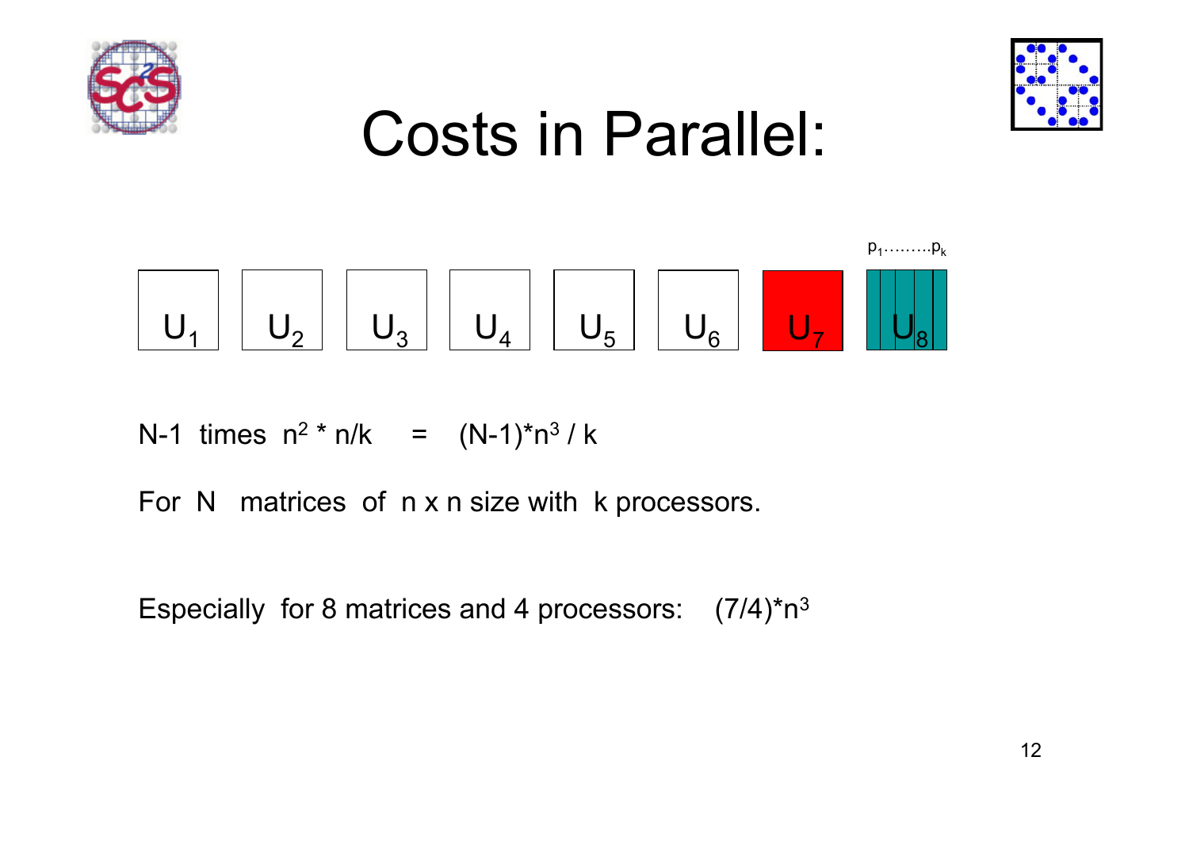# Costs in Parallel:

$p_1 \ldots\ldots\ldots p_k$

$U_1$ $U_2$ $U_3$ $U_4$ $U_5$ $U_6$ $U_7$ $U_8$

N-1 times $n^2 * n/k = (N-1)*n^3 / k$

For N matrices of n x n size with k processors.

Especially for 8 matrices and 4 processors: $(7/4)*n^3$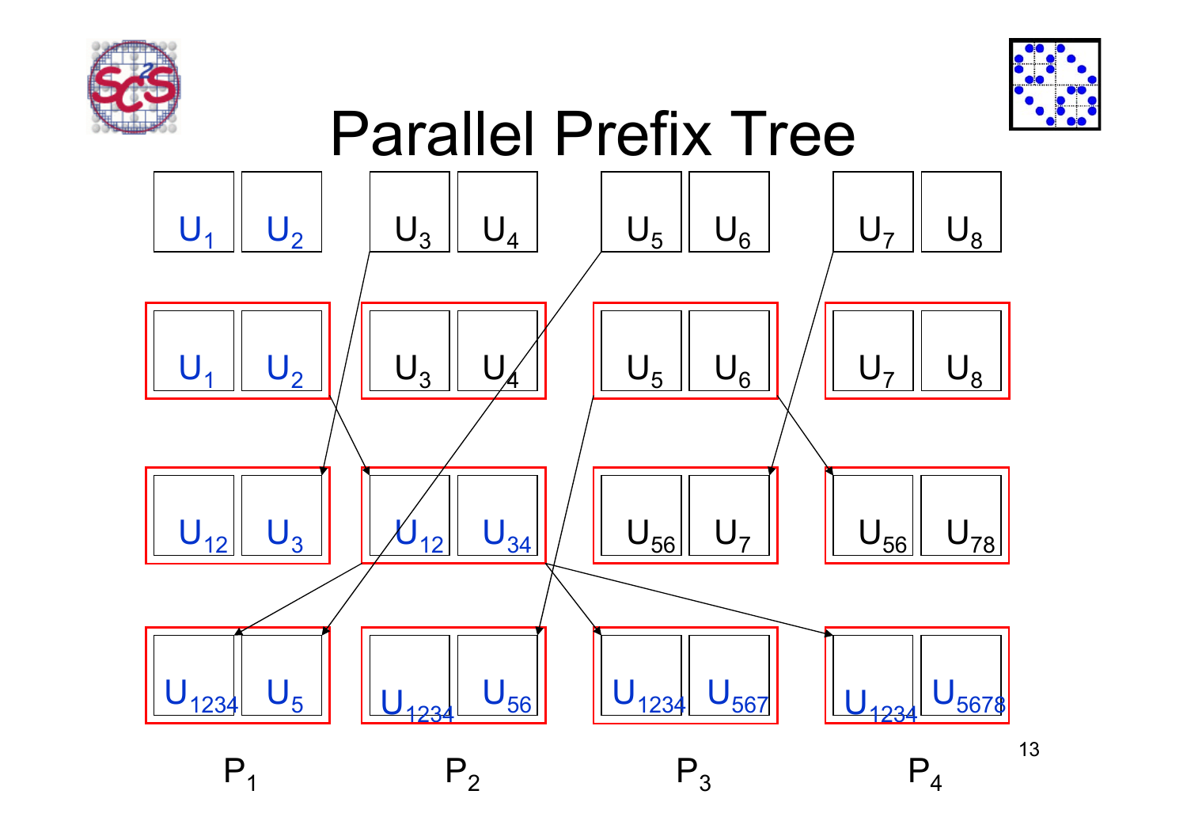# Parallel Prefix Tree

| | P1 | P2 | P3 | P4 |
|---|---|---|---|---|
| Row 1 | $U_1$, $U_2$ | $U_3$, $U_4$ | $U_5$, $U_6$ | $U_7$, $U_8$ |
| Row 2 | $U_1$, $U_2$ | $U_3$, $U_4$ | $U_5$, $U_6$ | $U_7$, $U_8$ |
| Row 3 | $U_{12}$, $U_3$ | $U_{12}$, $U_{34}$ | $U_{56}$, $U_7$ | $U_{56}$, $U_{78}$ |
| Row 4 | $U_{1234}$, $U_5$ | $U_{1234}$, $U_{56}$ | $U_{1234}$, $U_{567}$ | $U_{1234}$, $U_{5678}$ |

$P_1$ $P_2$ $P_3$ $P_4$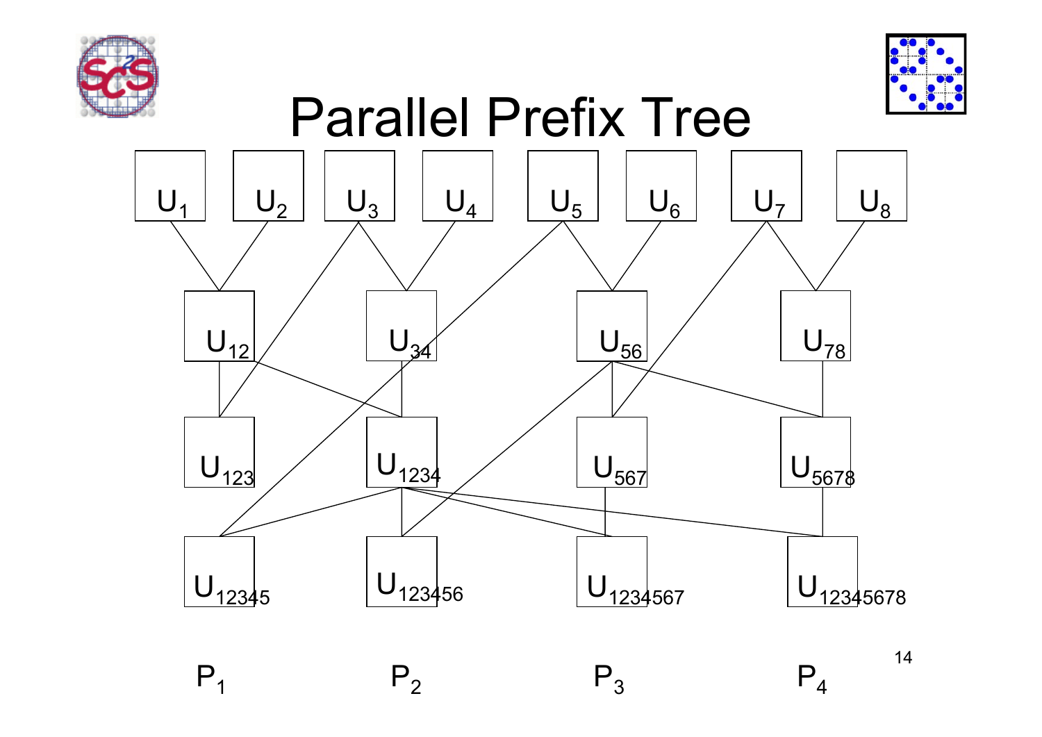# Parallel Prefix Tree

$U_1$ $U_2$ $U_3$ $U_4$ $U_5$ $U_6$ $U_7$ $U_8$

$U_{12}$ $U_{34}$ $U_{56}$ $U_{78}$

$U_{123}$ $U_{1234}$ $U_{567}$ $U_{5678}$

$U_{12345}$ $U_{123456}$ $U_{1234567}$ $U_{12345678}$

$P_1$ $P_2$ $P_3$ $P_4$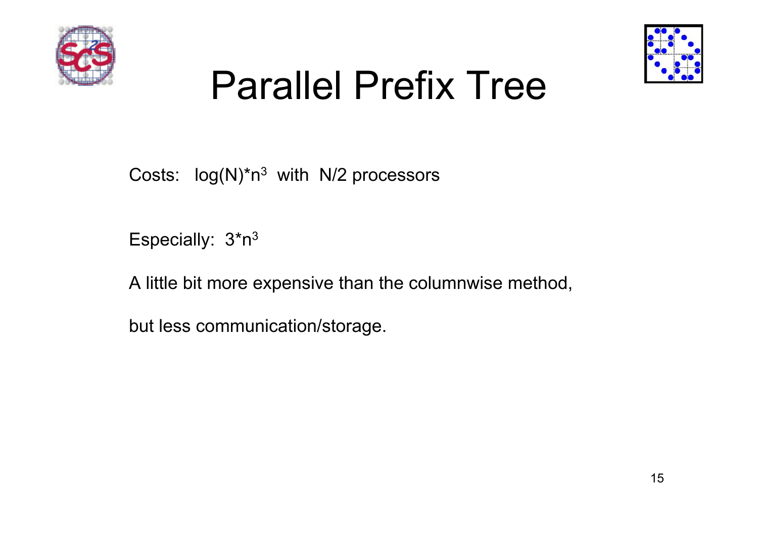# Parallel Prefix Tree

Costs: $\log(N)*n^3$ with $N/2$ processors

Especially: $3*n^3$

A little bit more expensive than the columnwise method,

but less communication/storage.